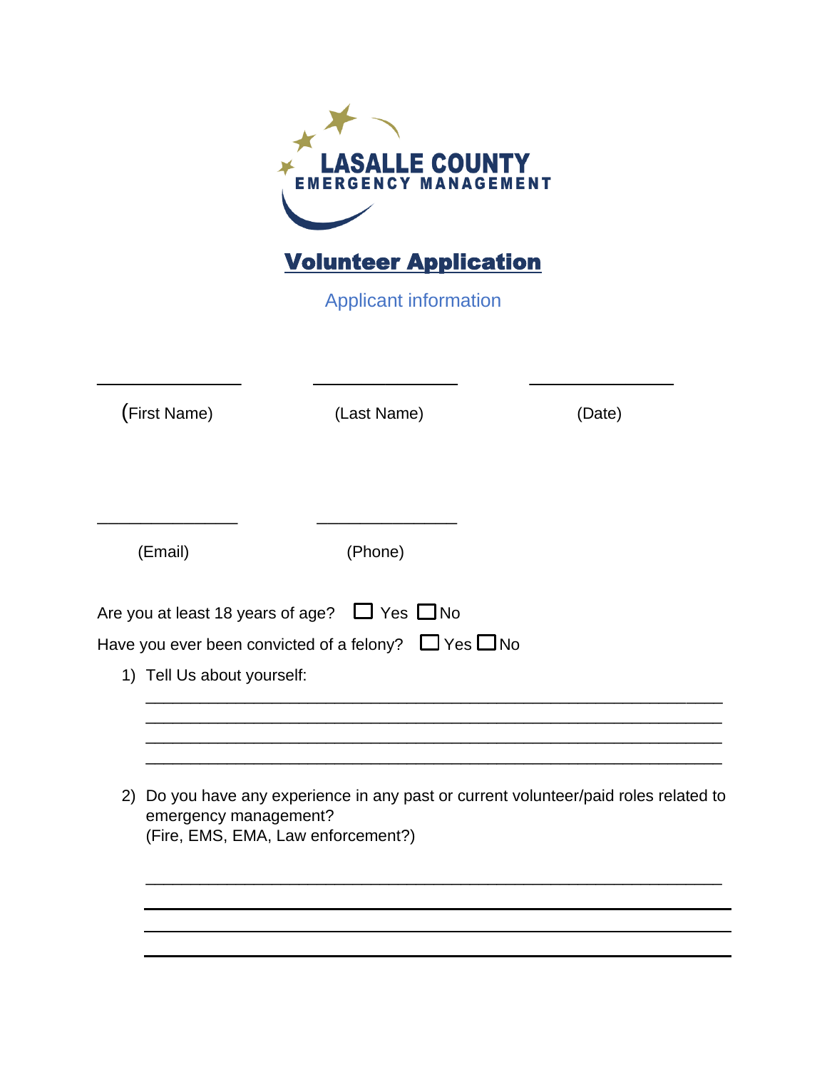LASALLE COUNTY
EMERGENCY MANAGEMENT

# Volunteer Application

Applicant information

| ________________ | ________________ | ________________ |
|---|---|---|
| (First Name) | (Last Name) | (Date) |

| ________________ | ________________ |
|---|---|
| (Email) | (Phone) |

Are you at least 18 years of age? ☐ Yes ☐ No

Have you ever been convicted of a felony? ☐ Yes ☐ No

1) Tell Us about yourself:

   ______________________________________________________________

   ______________________________________________________________

   ______________________________________________________________

   ______________________________________________________________

2) Do you have any experience in any past or current volunteer/paid roles related to emergency management?
   (Fire, EMS, EMA, Law enforcement?)

   ______________________________________________________________

   ______________________________________________________________

   ______________________________________________________________

   ______________________________________________________________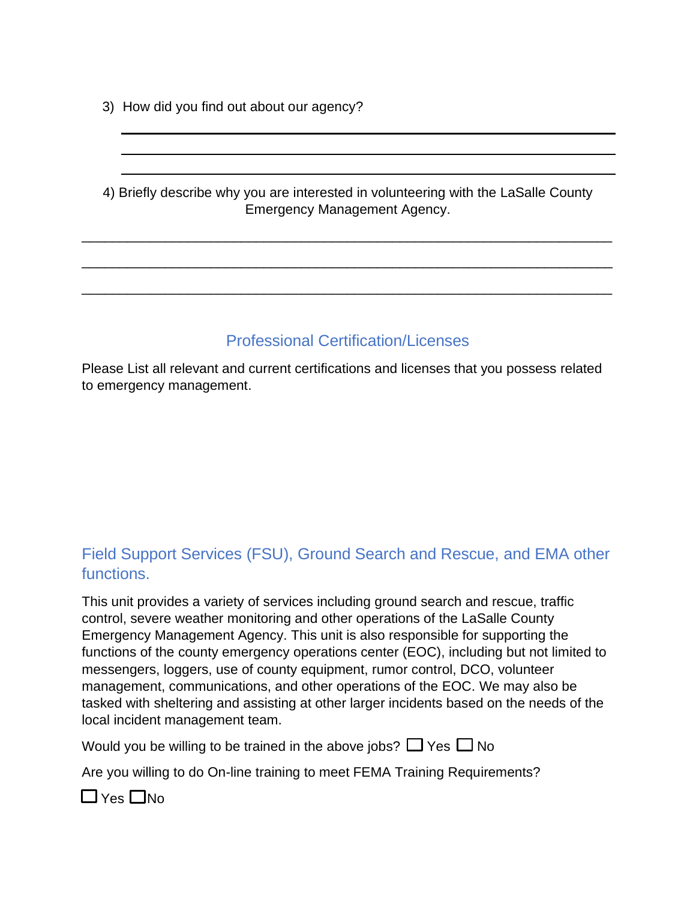3) How did you find out about our agency?

______________________________________________________________________

______________________________________________________________________

______________________________________________________________________

4) Briefly describe why you are interested in volunteering with the LaSalle County Emergency Management Agency.

______________________________________________________________________

______________________________________________________________________

______________________________________________________________________

## Professional Certification/Licenses

Please List all relevant and current certifications and licenses that you possess related to emergency management.

## Field Support Services (FSU), Ground Search and Rescue, and EMA other functions.

This unit provides a variety of services including ground search and rescue, traffic control, severe weather monitoring and other operations of the LaSalle County Emergency Management Agency. This unit is also responsible for supporting the functions of the county emergency operations center (EOC), including but not limited to messengers, loggers, use of county equipment, rumor control, DCO, volunteer management, communications, and other operations of the EOC. We may also be tasked with sheltering and assisting at other larger incidents based on the needs of the local incident management team.

Would you be willing to be trained in the above jobs? ☐ Yes ☐ No

Are you willing to do On-line training to meet FEMA Training Requirements?

☐ Yes ☐ No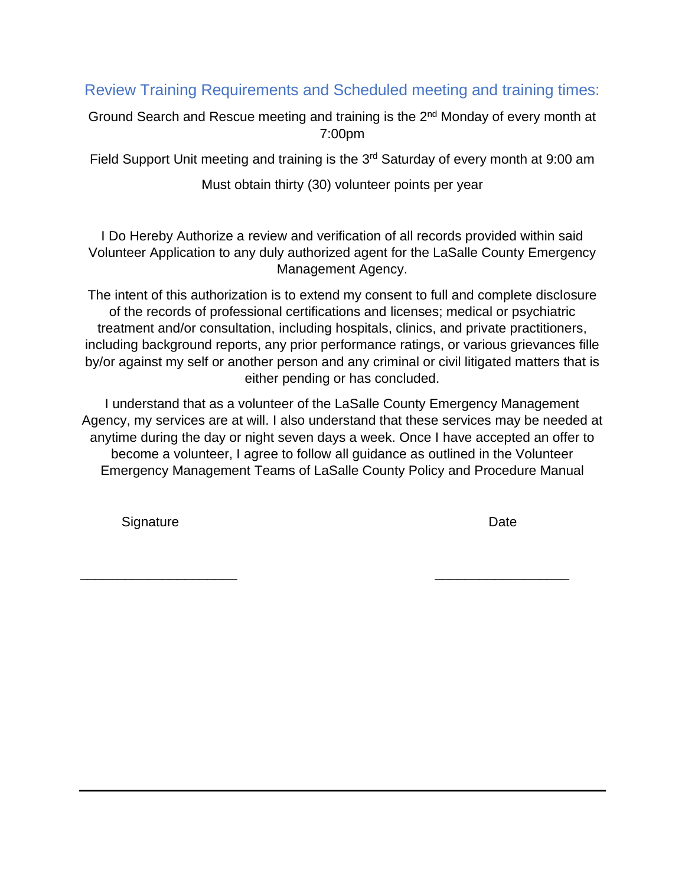## Review Training Requirements and Scheduled meeting and training times:

Ground Search and Rescue meeting and training is the 2nd Monday of every month at 7:00pm

Field Support Unit meeting and training is the 3rd Saturday of every month at 9:00 am

Must obtain thirty (30) volunteer points per year

I Do Hereby Authorize a review and verification of all records provided within said Volunteer Application to any duly authorized agent for the LaSalle County Emergency Management Agency.

The intent of this authorization is to extend my consent to full and complete disclosure of the records of professional certifications and licenses; medical or psychiatric treatment and/or consultation, including hospitals, clinics, and private practitioners, including background reports, any prior performance ratings, or various grievances fille by/or against my self or another person and any criminal or civil litigated matters that is either pending or has concluded.

I understand that as a volunteer of the LaSalle County Emergency Management Agency, my services are at will. I also understand that these services may be needed at anytime during the day or night seven days a week. Once I have accepted an offer to become a volunteer, I agree to follow all guidance as outlined in the Volunteer Emergency Management Teams of LaSalle County Policy and Procedure Manual

Signature ______________________ Date ___________________